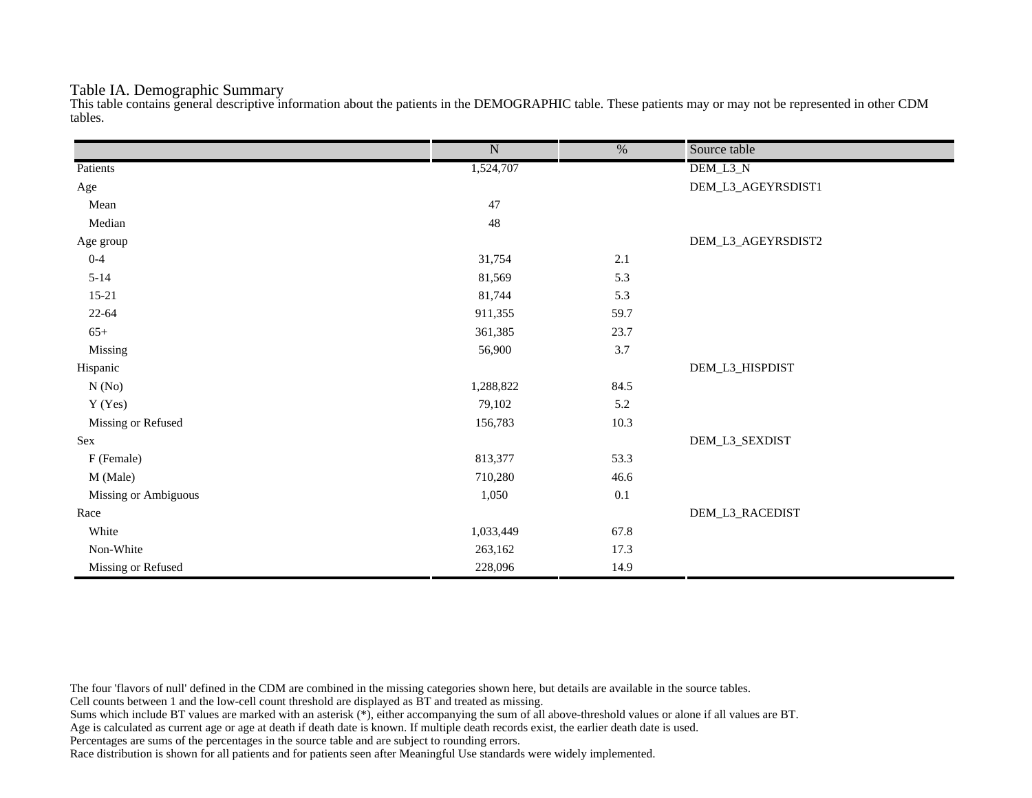# Table IA. Demographic Summary

This table contains general descriptive information about the patients in the DEMOGRAPHIC table. These patients may or may not be represented in other CDM tables.

| | N | % | Source table |
|---|---|---|---|
| Patients | 1,524,707 | | DEM_L3_N |
| Age | | | DEM_L3_AGEYRSDIST1 |
| Mean | 47 | | |
| Median | 48 | | |
| Age group | | | DEM_L3_AGEYRSDIST2 |
| 0-4 | 31,754 | 2.1 | |
| 5-14 | 81,569 | 5.3 | |
| 15-21 | 81,744 | 5.3 | |
| 22-64 | 911,355 | 59.7 | |
| 65+ | 361,385 | 23.7 | |
| Missing | 56,900 | 3.7 | |
| Hispanic | | | DEM_L3_HISPDIST |
| N (No) | 1,288,822 | 84.5 | |
| Y (Yes) | 79,102 | 5.2 | |
| Missing or Refused | 156,783 | 10.3 | |
| Sex | | | DEM_L3_SEXDIST |
| F (Female) | 813,377 | 53.3 | |
| M (Male) | 710,280 | 46.6 | |
| Missing or Ambiguous | 1,050 | 0.1 | |
| Race | | | DEM_L3_RACEDIST |
| White | 1,033,449 | 67.8 | |
| Non-White | 263,162 | 17.3 | |
| Missing or Refused | 228,096 | 14.9 | |

The four 'flavors of null' defined in the CDM are combined in the missing categories shown here, but details are available in the source tables.
Cell counts between 1 and the low-cell count threshold are displayed as BT and treated as missing.
Sums which include BT values are marked with an asterisk (*), either accompanying the sum of all above-threshold values or alone if all values are BT.
Age is calculated as current age or age at death if death date is known. If multiple death records exist, the earlier death date is used.
Percentages are sums of the percentages in the source table and are subject to rounding errors.
Race distribution is shown for all patients and for patients seen after Meaningful Use standards were widely implemented.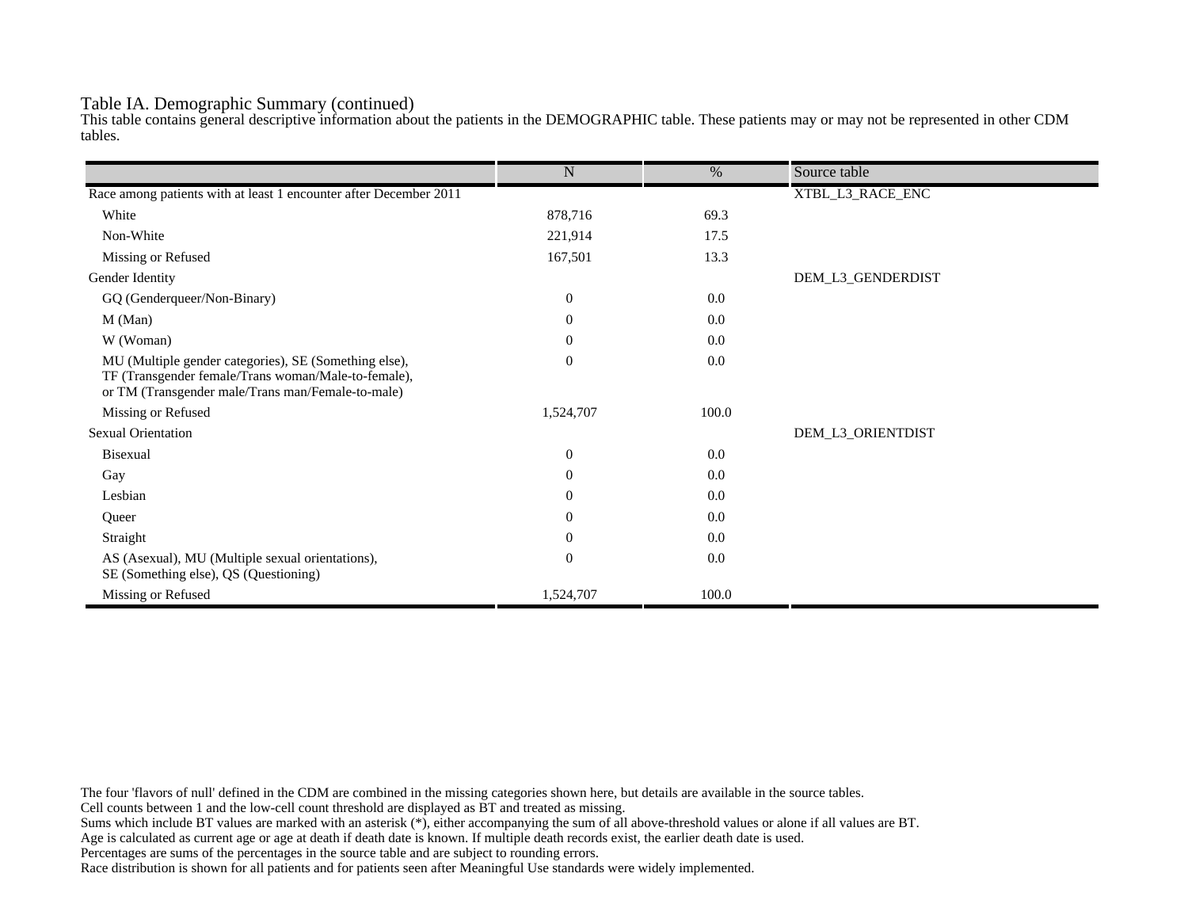Table IA. Demographic Summary (continued)

This table contains general descriptive information about the patients in the DEMOGRAPHIC table. These patients may or may not be represented in other CDM tables.

| | N | % | Source table |
|---|---|---|---|
| Race among patients with at least 1 encounter after December 2011 | | | XTBL_L3_RACE_ENC |
| White | 878,716 | 69.3 | |
| Non-White | 221,914 | 17.5 | |
| Missing or Refused | 167,501 | 13.3 | |
| Gender Identity | | | DEM_L3_GENDERDIST |
| GQ (Genderqueer/Non-Binary) | 0 | 0.0 | |
| M (Man) | 0 | 0.0 | |
| W (Woman) | 0 | 0.0 | |
| MU (Multiple gender categories), SE (Something else), TF (Transgender female/Trans woman/Male-to-female), or TM (Transgender male/Trans man/Female-to-male) | 0 | 0.0 | |
| Missing or Refused | 1,524,707 | 100.0 | |
| Sexual Orientation | | | DEM_L3_ORIENTDIST |
| Bisexual | 0 | 0.0 | |
| Gay | 0 | 0.0 | |
| Lesbian | 0 | 0.0 | |
| Queer | 0 | 0.0 | |
| Straight | 0 | 0.0 | |
| AS (Asexual), MU (Multiple sexual orientations), SE (Something else), QS (Questioning) | 0 | 0.0 | |
| Missing or Refused | 1,524,707 | 100.0 | |

The four 'flavors of null' defined in the CDM are combined in the missing categories shown here, but details are available in the source tables.
Cell counts between 1 and the low-cell count threshold are displayed as BT and treated as missing.
Sums which include BT values are marked with an asterisk (*), either accompanying the sum of all above-threshold values or alone if all values are BT.
Age is calculated as current age or age at death if death date is known. If multiple death records exist, the earlier death date is used.
Percentages are sums of the percentages in the source table and are subject to rounding errors.
Race distribution is shown for all patients and for patients seen after Meaningful Use standards were widely implemented.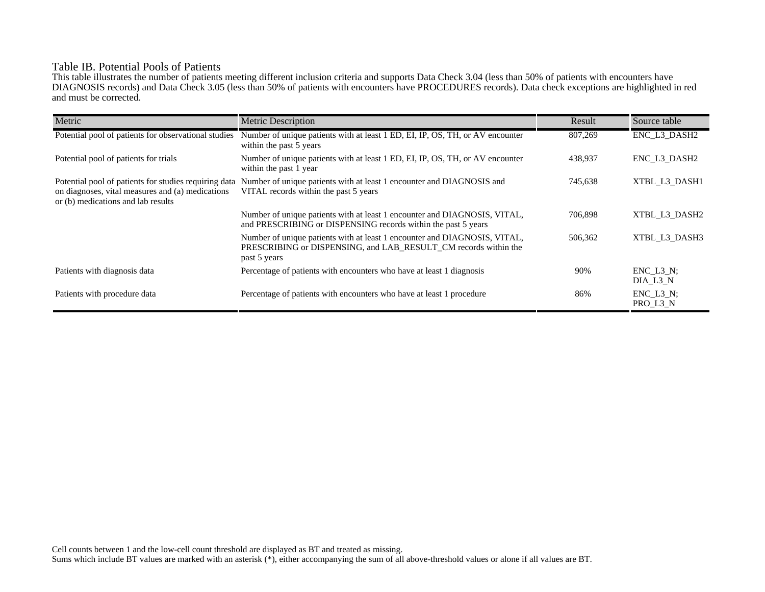## Table IB. Potential Pools of Patients

This table illustrates the number of patients meeting different inclusion criteria and supports Data Check 3.04 (less than 50% of patients with encounters have DIAGNOSIS records) and Data Check 3.05 (less than 50% of patients with encounters have PROCEDURES records). Data check exceptions are highlighted in red and must be corrected.

| Metric | Metric Description | Result | Source table |
|---|---|---|---|
| Potential pool of patients for observational studies | Number of unique patients with at least 1 ED, EI, IP, OS, TH, or AV encounter within the past 5 years | 807,269 | ENC_L3_DASH2 |
| Potential pool of patients for trials | Number of unique patients with at least 1 ED, EI, IP, OS, TH, or AV encounter within the past 1 year | 438,937 | ENC_L3_DASH2 |
| Potential pool of patients for studies requiring data on diagnoses, vital measures and (a) medications or (b) medications and lab results | Number of unique patients with at least 1 encounter and DIAGNOSIS and VITAL records within the past 5 years | 745,638 | XTBL_L3_DASH1 |
| | Number of unique patients with at least 1 encounter and DIAGNOSIS, VITAL, and PRESCRIBING or DISPENSING records within the past 5 years | 706,898 | XTBL_L3_DASH2 |
| | Number of unique patients with at least 1 encounter and DIAGNOSIS, VITAL, PRESCRIBING or DISPENSING, and LAB_RESULT_CM records within the past 5 years | 506,362 | XTBL_L3_DASH3 |
| Patients with diagnosis data | Percentage of patients with encounters who have at least 1 diagnosis | 90% | ENC_L3_N; DIA_L3_N |
| Patients with procedure data | Percentage of patients with encounters who have at least 1 procedure | 86% | ENC_L3_N; PRO_L3_N |

Cell counts between 1 and the low-cell count threshold are displayed as BT and treated as missing.
Sums which include BT values are marked with an asterisk (*), either accompanying the sum of all above-threshold values or alone if all values are BT.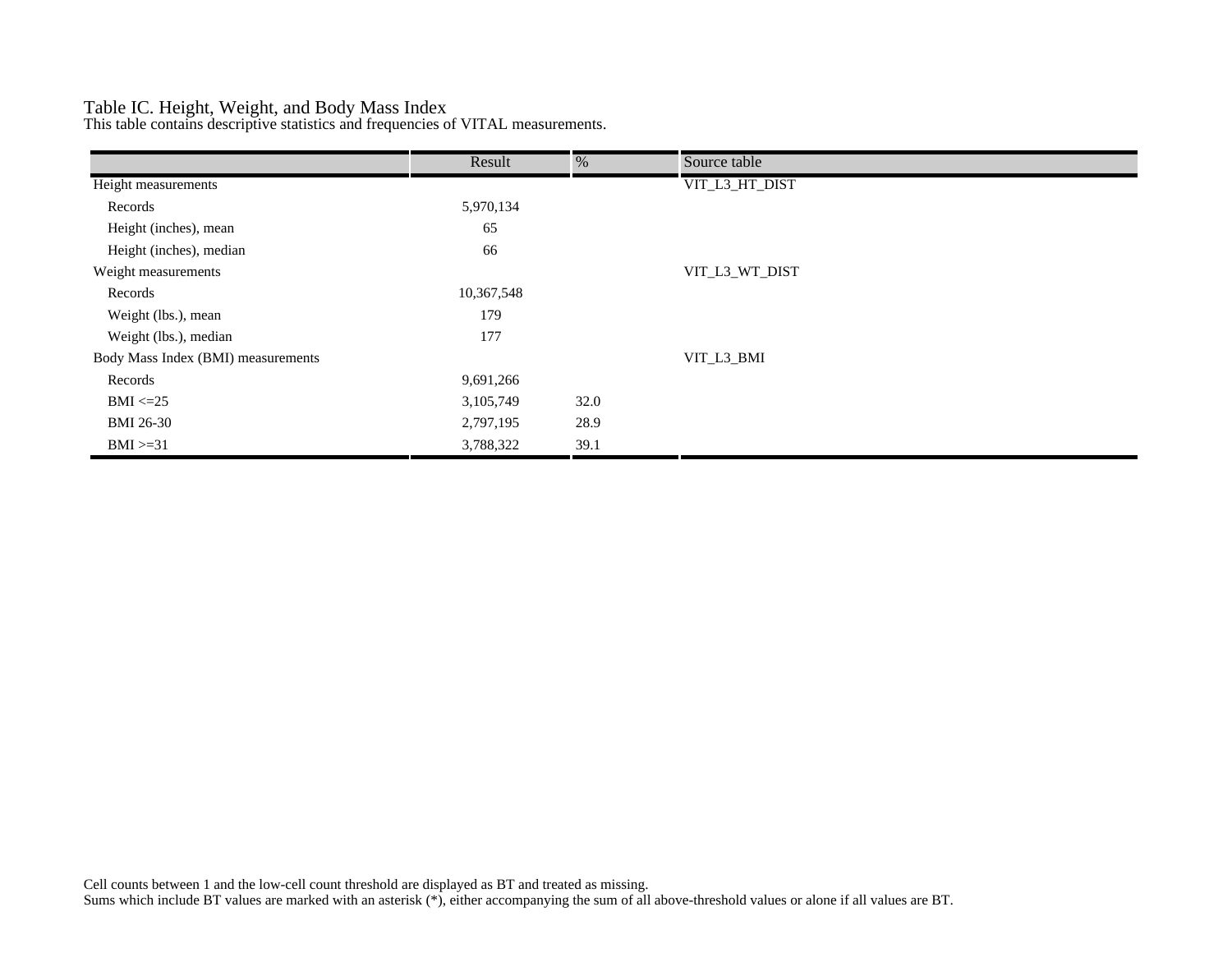# Table IC. Height, Weight, and Body Mass Index

This table contains descriptive statistics and frequencies of VITAL measurements.

| | Result | % | Source table |
|---|---|---|---|
| Height measurements | | | VIT_L3_HT_DIST |
| Records | 5,970,134 | | |
| Height (inches), mean | 65 | | |
| Height (inches), median | 66 | | |
| Weight measurements | | | VIT_L3_WT_DIST |
| Records | 10,367,548 | | |
| Weight (lbs.), mean | 179 | | |
| Weight (lbs.), median | 177 | | |
| Body Mass Index (BMI) measurements | | | VIT_L3_BMI |
| Records | 9,691,266 | | |
| BMI <=25 | 3,105,749 | 32.0 | |
| BMI 26-30 | 2,797,195 | 28.9 | |
| BMI >=31 | 3,788,322 | 39.1 | |

Cell counts between 1 and the low-cell count threshold are displayed as BT and treated as missing.
Sums which include BT values are marked with an asterisk (*), either accompanying the sum of all above-threshold values or alone if all values are BT.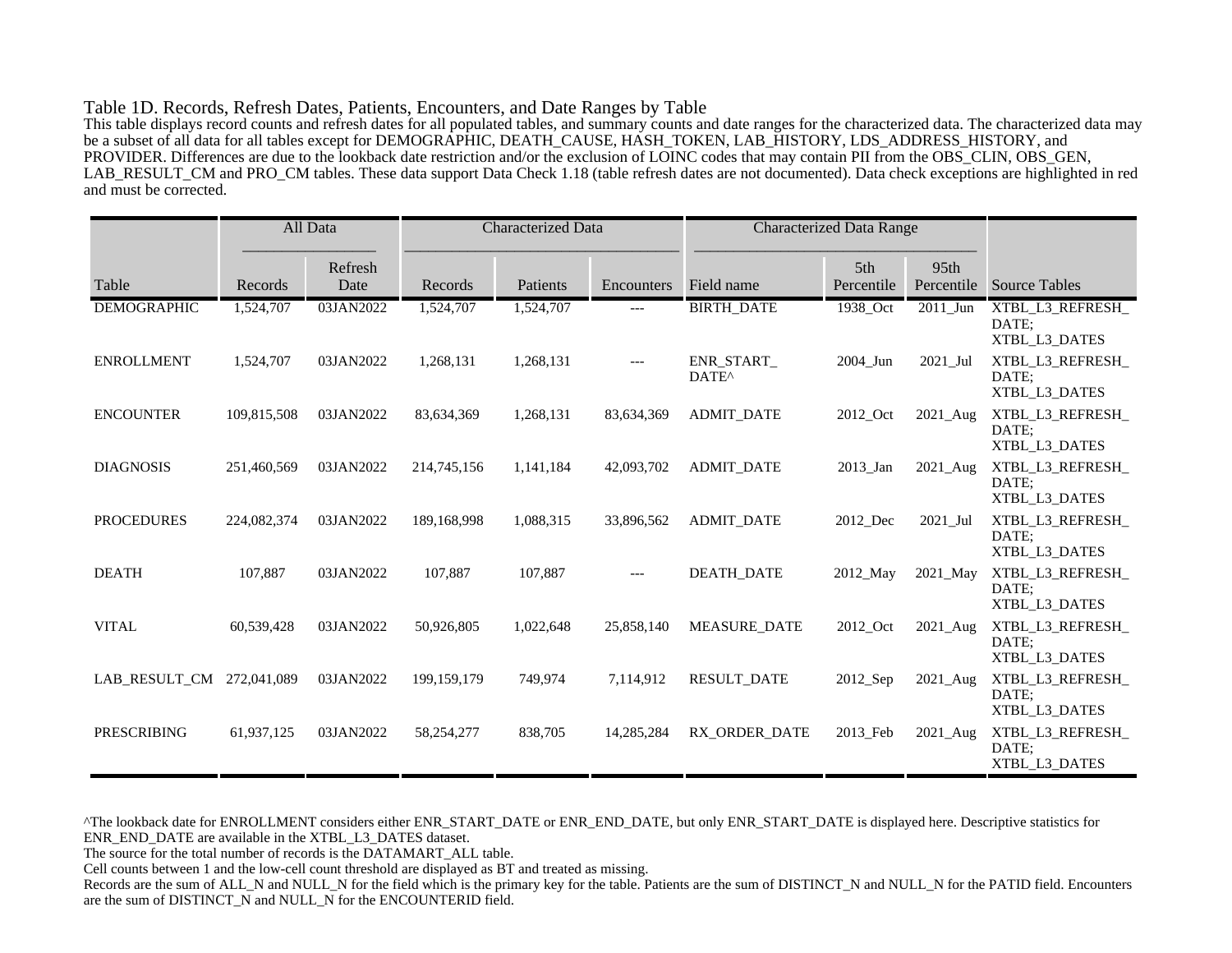### Table 1D. Records, Refresh Dates, Patients, Encounters, and Date Ranges by Table

This table displays record counts and refresh dates for all populated tables, and summary counts and date ranges for the characterized data. The characterized data may be a subset of all data for all tables except for DEMOGRAPHIC, DEATH_CAUSE, HASH_TOKEN, LAB_HISTORY, LDS_ADDRESS_HISTORY, and PROVIDER. Differences are due to the lookback date restriction and/or the exclusion of LOINC codes that may contain PII from the OBS_CLIN, OBS_GEN, LAB_RESULT_CM and PRO_CM tables. These data support Data Check 1.18 (table refresh dates are not documented). Data check exceptions are highlighted in red and must be corrected.

| | All Data | | Characterized Data | | | Characterized Data Range | | | |
|---|---|---|---|---|---|---|---|---|---|
| Table | Records | Refresh Date | Records | Patients | Encounters | Field name | 5th Percentile | 95th Percentile | Source Tables |
| DEMOGRAPHIC | 1,524,707 | 03JAN2022 | 1,524,707 | 1,524,707 | --- | BIRTH_DATE | 1938_Oct | 2011_Jun | XTBL_L3_REFRESH_DATE; XTBL_L3_DATES |
| ENROLLMENT | 1,524,707 | 03JAN2022 | 1,268,131 | 1,268,131 | --- | ENR_START_DATE^ | 2004_Jun | 2021_Jul | XTBL_L3_REFRESH_DATE; XTBL_L3_DATES |
| ENCOUNTER | 109,815,508 | 03JAN2022 | 83,634,369 | 1,268,131 | 83,634,369 | ADMIT_DATE | 2012_Oct | 2021_Aug | XTBL_L3_REFRESH_DATE; XTBL_L3_DATES |
| DIAGNOSIS | 251,460,569 | 03JAN2022 | 214,745,156 | 1,141,184 | 42,093,702 | ADMIT_DATE | 2013_Jan | 2021_Aug | XTBL_L3_REFRESH_DATE; XTBL_L3_DATES |
| PROCEDURES | 224,082,374 | 03JAN2022 | 189,168,998 | 1,088,315 | 33,896,562 | ADMIT_DATE | 2012_Dec | 2021_Jul | XTBL_L3_REFRESH_DATE; XTBL_L3_DATES |
| DEATH | 107,887 | 03JAN2022 | 107,887 | 107,887 | --- | DEATH_DATE | 2012_May | 2021_May | XTBL_L3_REFRESH_DATE; XTBL_L3_DATES |
| VITAL | 60,539,428 | 03JAN2022 | 50,926,805 | 1,022,648 | 25,858,140 | MEASURE_DATE | 2012_Oct | 2021_Aug | XTBL_L3_REFRESH_DATE; XTBL_L3_DATES |
| LAB_RESULT_CM | 272,041,089 | 03JAN2022 | 199,159,179 | 749,974 | 7,114,912 | RESULT_DATE | 2012_Sep | 2021_Aug | XTBL_L3_REFRESH_DATE; XTBL_L3_DATES |
| PRESCRIBING | 61,937,125 | 03JAN2022 | 58,254,277 | 838,705 | 14,285,284 | RX_ORDER_DATE | 2013_Feb | 2021_Aug | XTBL_L3_REFRESH_DATE; XTBL_L3_DATES |

^The lookback date for ENROLLMENT considers either ENR_START_DATE or ENR_END_DATE, but only ENR_START_DATE is displayed here. Descriptive statistics for ENR_END_DATE are available in the XTBL_L3_DATES dataset.

The source for the total number of records is the DATAMART_ALL table.

Cell counts between 1 and the low-cell count threshold are displayed as BT and treated as missing.

Records are the sum of ALL_N and NULL_N for the field which is the primary key for the table. Patients are the sum of DISTINCT_N and NULL_N for the PATID field. Encounters are the sum of DISTINCT_N and NULL_N for the ENCOUNTERID field.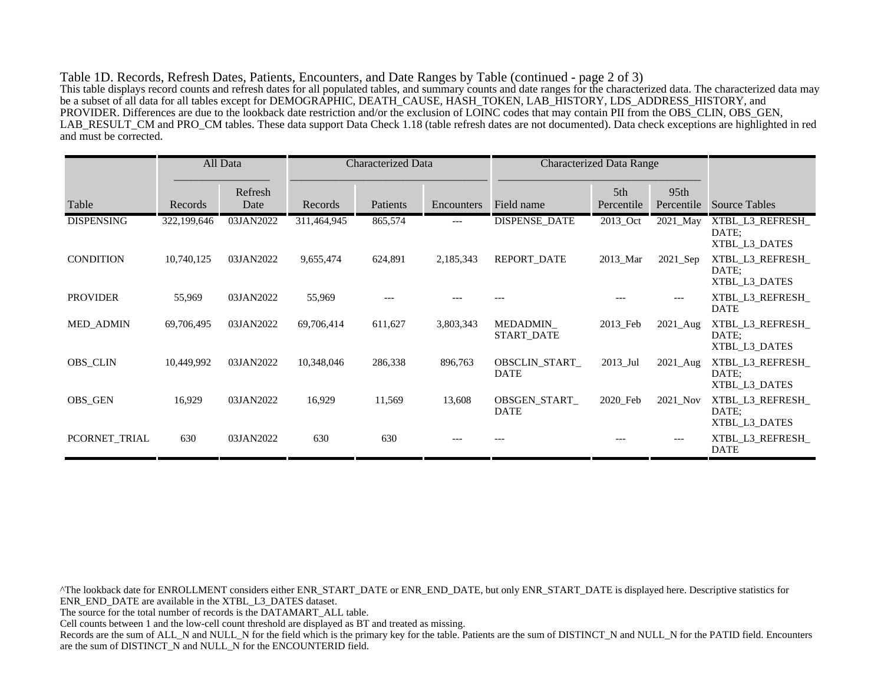Table 1D. Records, Refresh Dates, Patients, Encounters, and Date Ranges by Table (continued - page 2 of 3)

This table displays record counts and refresh dates for all populated tables, and summary counts and date ranges for the characterized data. The characterized data may be a subset of all data for all tables except for DEMOGRAPHIC, DEATH_CAUSE, HASH_TOKEN, LAB_HISTORY, LDS_ADDRESS_HISTORY, and PROVIDER. Differences are due to the lookback date restriction and/or the exclusion of LOINC codes that may contain PII from the OBS_CLIN, OBS_GEN, LAB_RESULT_CM and PRO_CM tables. These data support Data Check 1.18 (table refresh dates are not documented). Data check exceptions are highlighted in red and must be corrected.

| | All Data | | Characterized Data | | | Characterized Data Range | | | |
|---|---|---|---|---|---|---|---|---|---|
| Table | Records | Refresh Date | Records | Patients | Encounters | Field name | 5th Percentile | 95th Percentile | Source Tables |
| DISPENSING | 322,199,646 | 03JAN2022 | 311,464,945 | 865,574 | --- | DISPENSE_DATE | 2013_Oct | 2021_May | XTBL_L3_REFRESH_DATE; XTBL_L3_DATES |
| CONDITION | 10,740,125 | 03JAN2022 | 9,655,474 | 624,891 | 2,185,343 | REPORT_DATE | 2013_Mar | 2021_Sep | XTBL_L3_REFRESH_DATE; XTBL_L3_DATES |
| PROVIDER | 55,969 | 03JAN2022 | 55,969 | --- | --- | --- | --- | --- | XTBL_L3_REFRESH_DATE |
| MED_ADMIN | 69,706,495 | 03JAN2022 | 69,706,414 | 611,627 | 3,803,343 | MEDADMIN_START_DATE | 2013_Feb | 2021_Aug | XTBL_L3_REFRESH_DATE; XTBL_L3_DATES |
| OBS_CLIN | 10,449,992 | 03JAN2022 | 10,348,046 | 286,338 | 896,763 | OBSCLIN_START_DATE | 2013_Jul | 2021_Aug | XTBL_L3_REFRESH_DATE; XTBL_L3_DATES |
| OBS_GEN | 16,929 | 03JAN2022 | 16,929 | 11,569 | 13,608 | OBSGEN_START_DATE | 2020_Feb | 2021_Nov | XTBL_L3_REFRESH_DATE; XTBL_L3_DATES |
| PCORNET_TRIAL | 630 | 03JAN2022 | 630 | 630 | --- | --- | --- | --- | XTBL_L3_REFRESH_DATE |

^The lookback date for ENROLLMENT considers either ENR_START_DATE or ENR_END_DATE, but only ENR_START_DATE is displayed here. Descriptive statistics for ENR_END_DATE are available in the XTBL_L3_DATES dataset.

The source for the total number of records is the DATAMART_ALL table.

Cell counts between 1 and the low-cell count threshold are displayed as BT and treated as missing.

Records are the sum of ALL_N and NULL_N for the field which is the primary key for the table. Patients are the sum of DISTINCT_N and NULL_N for the PATID field. Encounters are the sum of DISTINCT_N and NULL_N for the ENCOUNTERID field.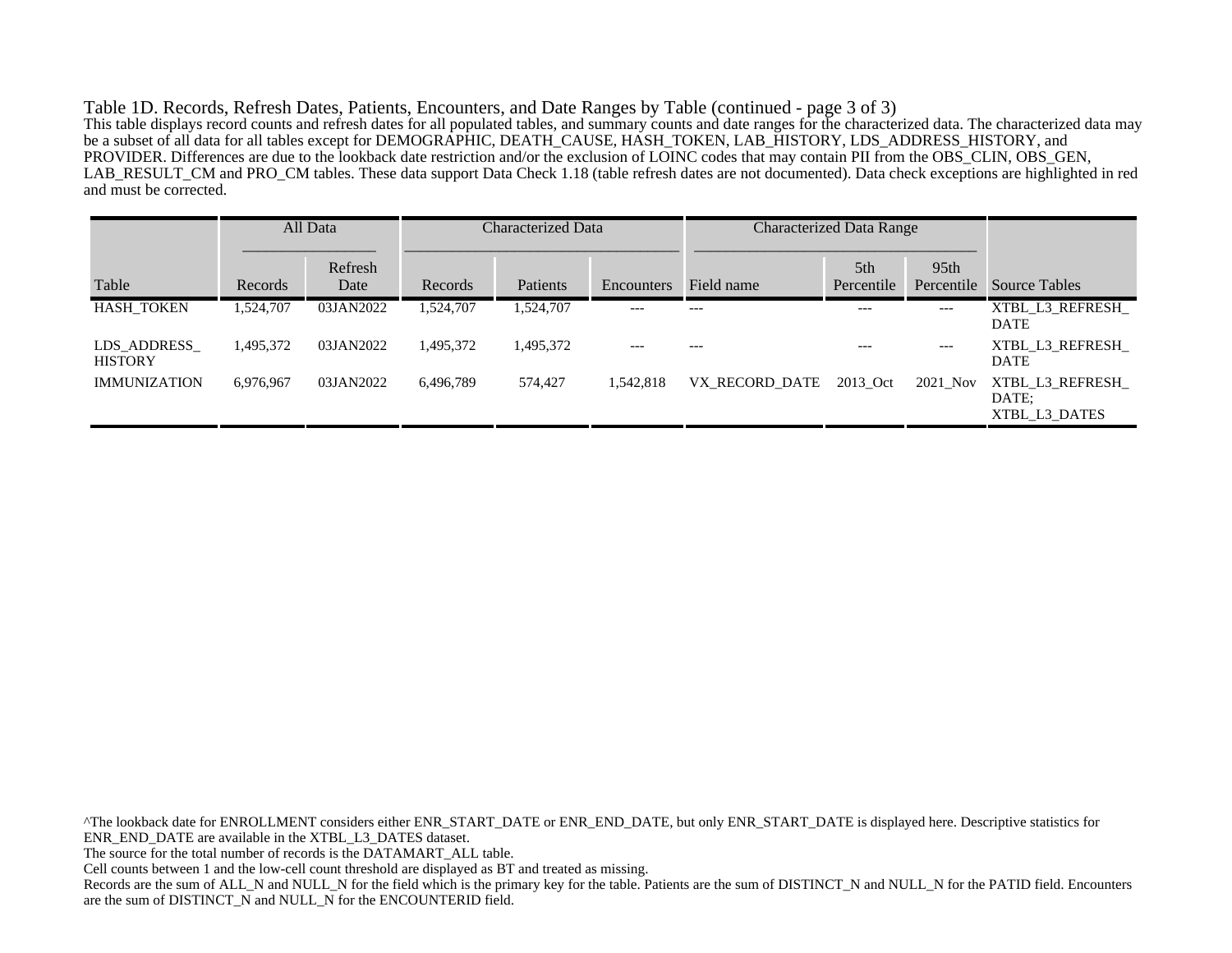Table 1D. Records, Refresh Dates, Patients, Encounters, and Date Ranges by Table (continued - page 3 of 3)

This table displays record counts and refresh dates for all populated tables, and summary counts and date ranges for the characterized data. The characterized data may be a subset of all data for all tables except for DEMOGRAPHIC, DEATH_CAUSE, HASH_TOKEN, LAB_HISTORY, LDS_ADDRESS_HISTORY, and PROVIDER. Differences are due to the lookback date restriction and/or the exclusion of LOINC codes that may contain PII from the OBS_CLIN, OBS_GEN, LAB_RESULT_CM and PRO_CM tables. These data support Data Check 1.18 (table refresh dates are not documented). Data check exceptions are highlighted in red and must be corrected.

| | All Data | | Characterized Data | | | Characterized Data Range | | | |
|---|---|---|---|---|---|---|---|---|---|
| Table | Records | Refresh Date | Records | Patients | Encounters | Field name | 5th Percentile | 95th Percentile | Source Tables |
| HASH_TOKEN | 1,524,707 | 03JAN2022 | 1,524,707 | 1,524,707 | --- | --- | --- | --- | XTBL_L3_REFRESH_DATE |
| LDS_ADDRESS_HISTORY | 1,495,372 | 03JAN2022 | 1,495,372 | 1,495,372 | --- | --- | --- | --- | XTBL_L3_REFRESH_DATE |
| IMMUNIZATION | 6,976,967 | 03JAN2022 | 6,496,789 | 574,427 | 1,542,818 | VX_RECORD_DATE | 2013_Oct | 2021_Nov | XTBL_L3_REFRESH_DATE; XTBL_L3_DATES |

^The lookback date for ENROLLMENT considers either ENR_START_DATE or ENR_END_DATE, but only ENR_START_DATE is displayed here. Descriptive statistics for ENR_END_DATE are available in the XTBL_L3_DATES dataset.
The source for the total number of records is the DATAMART_ALL table.
Cell counts between 1 and the low-cell count threshold are displayed as BT and treated as missing.
Records are the sum of ALL_N and NULL_N for the field which is the primary key for the table. Patients are the sum of DISTINCT_N and NULL_N for the PATID field. Encounters are the sum of DISTINCT_N and NULL_N for the ENCOUNTERID field.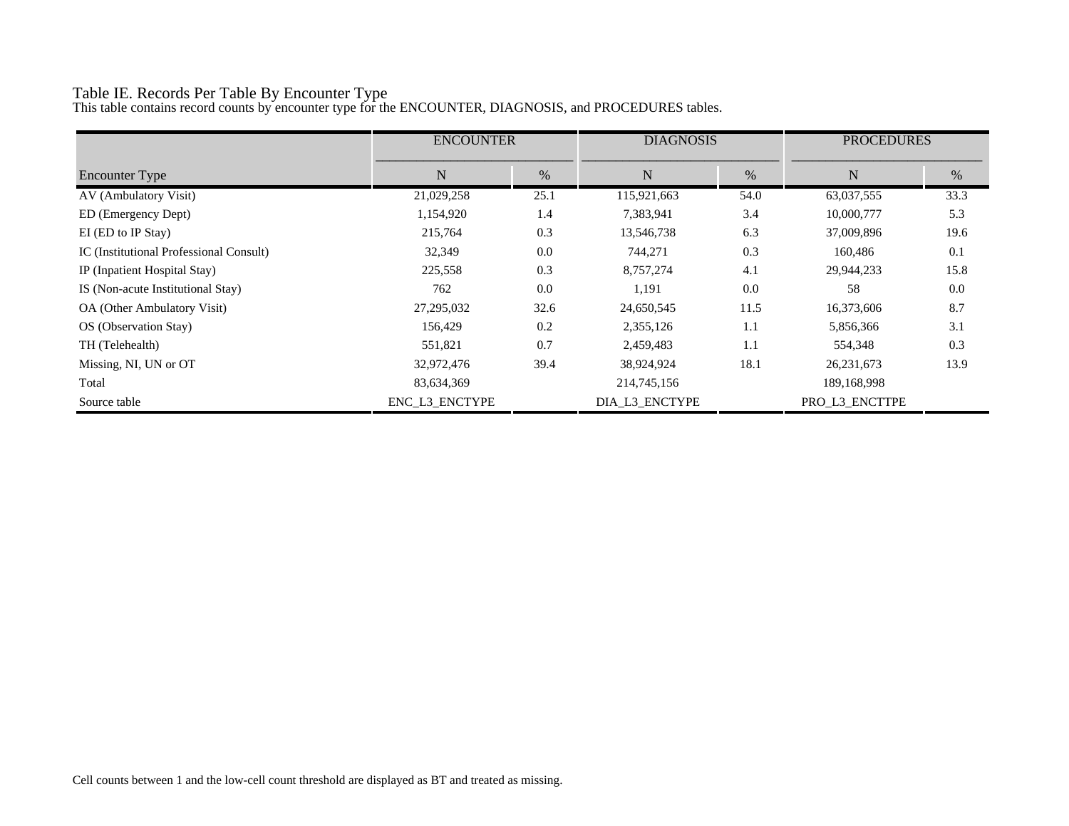Table IE. Records Per Table By Encounter Type

This table contains record counts by encounter type for the ENCOUNTER, DIAGNOSIS, and PROCEDURES tables.

| | ENCOUNTER | | DIAGNOSIS | | PROCEDURES | |
|---|---|---|---|---|---|---|
| Encounter Type | N | % | N | % | N | % |
| AV (Ambulatory Visit) | 21,029,258 | 25.1 | 115,921,663 | 54.0 | 63,037,555 | 33.3 |
| ED (Emergency Dept) | 1,154,920 | 1.4 | 7,383,941 | 3.4 | 10,000,777 | 5.3 |
| EI (ED to IP Stay) | 215,764 | 0.3 | 13,546,738 | 6.3 | 37,009,896 | 19.6 |
| IC (Institutional Professional Consult) | 32,349 | 0.0 | 744,271 | 0.3 | 160,486 | 0.1 |
| IP (Inpatient Hospital Stay) | 225,558 | 0.3 | 8,757,274 | 4.1 | 29,944,233 | 15.8 |
| IS (Non-acute Institutional Stay) | 762 | 0.0 | 1,191 | 0.0 | 58 | 0.0 |
| OA (Other Ambulatory Visit) | 27,295,032 | 32.6 | 24,650,545 | 11.5 | 16,373,606 | 8.7 |
| OS (Observation Stay) | 156,429 | 0.2 | 2,355,126 | 1.1 | 5,856,366 | 3.1 |
| TH (Telehealth) | 551,821 | 0.7 | 2,459,483 | 1.1 | 554,348 | 0.3 |
| Missing, NI, UN or OT | 32,972,476 | 39.4 | 38,924,924 | 18.1 | 26,231,673 | 13.9 |
| Total | 83,634,369 | | 214,745,156 | | 189,168,998 | |
| Source table | ENC_L3_ENCTYPE | | DIA_L3_ENCTYPE | | PRO_L3_ENCTTPE | |

Cell counts between 1 and the low-cell count threshold are displayed as BT and treated as missing.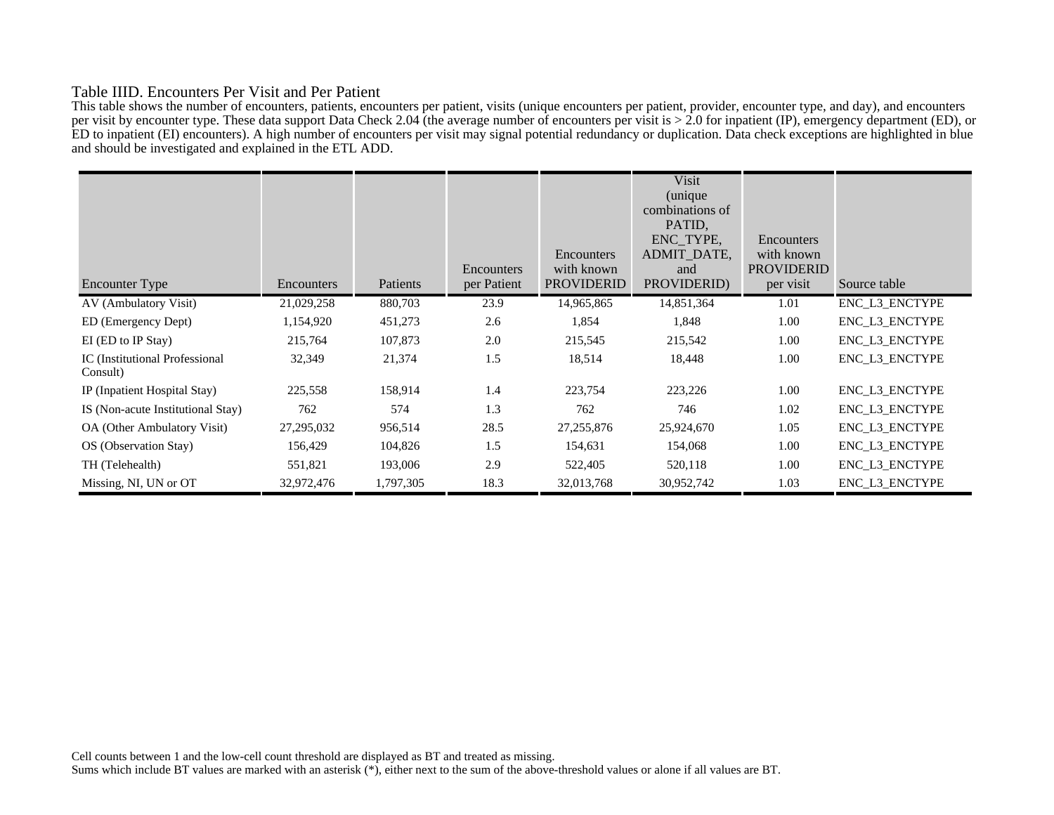Table IIID. Encounters Per Visit and Per Patient

This table shows the number of encounters, patients, encounters per patient, visits (unique encounters per patient, provider, encounter type, and day), and encounters per visit by encounter type. These data support Data Check 2.04 (the average number of encounters per visit is > 2.0 for inpatient (IP), emergency department (ED), or ED to inpatient (EI) encounters). A high number of encounters per visit may signal potential redundancy or duplication. Data check exceptions are highlighted in blue and should be investigated and explained in the ETL ADD.

| Encounter Type | Encounters | Patients | Encounters per Patient | Encounters with known PROVIDERID | Visit (unique combinations of PATID, ENC_TYPE, ADMIT_DATE, and PROVIDERID) | Encounters with known PROVIDERID per visit | Source table |
|---|---|---|---|---|---|---|---|
| AV (Ambulatory Visit) | 21,029,258 | 880,703 | 23.9 | 14,965,865 | 14,851,364 | 1.01 | ENC_L3_ENCTYPE |
| ED (Emergency Dept) | 1,154,920 | 451,273 | 2.6 | 1,854 | 1,848 | 1.00 | ENC_L3_ENCTYPE |
| EI (ED to IP Stay) | 215,764 | 107,873 | 2.0 | 215,545 | 215,542 | 1.00 | ENC_L3_ENCTYPE |
| IC (Institutional Professional Consult) | 32,349 | 21,374 | 1.5 | 18,514 | 18,448 | 1.00 | ENC_L3_ENCTYPE |
| IP (Inpatient Hospital Stay) | 225,558 | 158,914 | 1.4 | 223,754 | 223,226 | 1.00 | ENC_L3_ENCTYPE |
| IS (Non-acute Institutional Stay) | 762 | 574 | 1.3 | 762 | 746 | 1.02 | ENC_L3_ENCTYPE |
| OA (Other Ambulatory Visit) | 27,295,032 | 956,514 | 28.5 | 27,255,876 | 25,924,670 | 1.05 | ENC_L3_ENCTYPE |
| OS (Observation Stay) | 156,429 | 104,826 | 1.5 | 154,631 | 154,068 | 1.00 | ENC_L3_ENCTYPE |
| TH (Telehealth) | 551,821 | 193,006 | 2.9 | 522,405 | 520,118 | 1.00 | ENC_L3_ENCTYPE |
| Missing, NI, UN or OT | 32,972,476 | 1,797,305 | 18.3 | 32,013,768 | 30,952,742 | 1.03 | ENC_L3_ENCTYPE |

Cell counts between 1 and the low-cell count threshold are displayed as BT and treated as missing.
Sums which include BT values are marked with an asterisk (*), either next to the sum of the above-threshold values or alone if all values are BT.